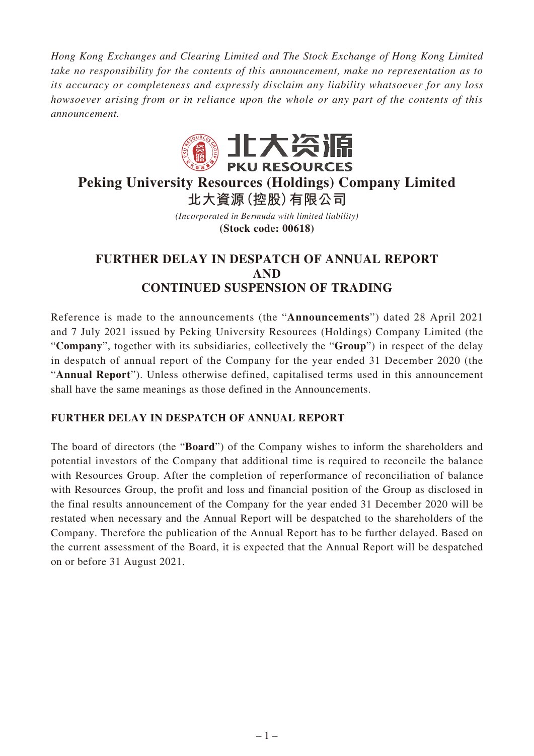*Hong Kong Exchanges and Clearing Limited and The Stock Exchange of Hong Kong Limited take no responsibility for the contents of this announcement, make no representation as to its accuracy or completeness and expressly disclaim any liability whatsoever for any loss howsoever arising from or in reliance upon the whole or any part of the contents of this announcement.*

北大资源
PKU RESOURCES

# Peking University Resources (Holdings) Company Limited
# 北大資源(控股)有限公司

*(Incorporated in Bermuda with limited liability)*

**(Stock code: 00618)**

## FURTHER DELAY IN DESPATCH OF ANNUAL REPORT AND CONTINUED SUSPENSION OF TRADING

Reference is made to the announcements (the "**Announcements**") dated 28 April 2021 and 7 July 2021 issued by Peking University Resources (Holdings) Company Limited (the "**Company**", together with its subsidiaries, collectively the "**Group**") in respect of the delay in despatch of annual report of the Company for the year ended 31 December 2020 (the "**Annual Report**"). Unless otherwise defined, capitalised terms used in this announcement shall have the same meanings as those defined in the Announcements.

### FURTHER DELAY IN DESPATCH OF ANNUAL REPORT

The board of directors (the "**Board**") of the Company wishes to inform the shareholders and potential investors of the Company that additional time is required to reconcile the balance with Resources Group. After the completion of reperformance of reconciliation of balance with Resources Group, the profit and loss and financial position of the Group as disclosed in the final results announcement of the Company for the year ended 31 December 2020 will be restated when necessary and the Annual Report will be despatched to the shareholders of the Company. Therefore the publication of the Annual Report has to be further delayed. Based on the current assessment of the Board, it is expected that the Annual Report will be despatched on or before 31 August 2021.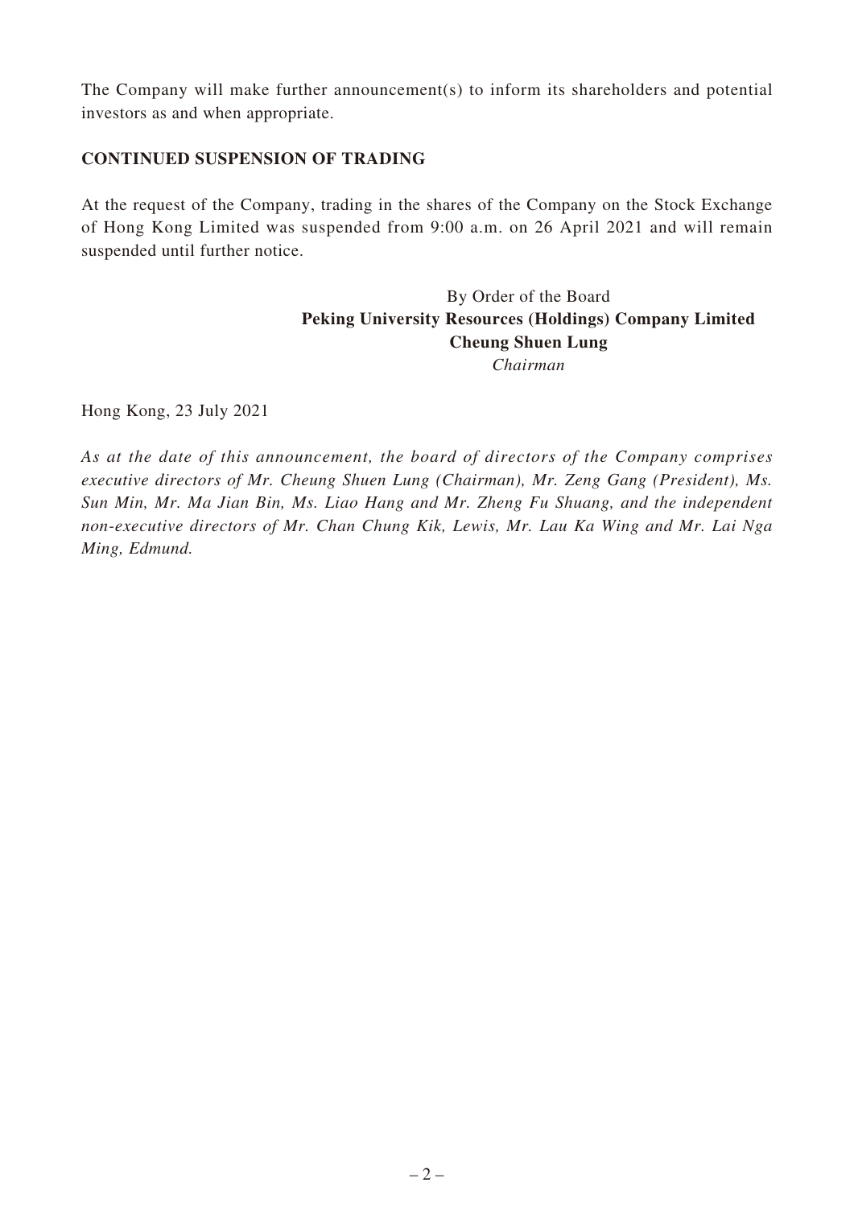The Company will make further announcement(s) to inform its shareholders and potential investors as and when appropriate.

**CONTINUED SUSPENSION OF TRADING**

At the request of the Company, trading in the shares of the Company on the Stock Exchange of Hong Kong Limited was suspended from 9:00 a.m. on 26 April 2021 and will remain suspended until further notice.

By Order of the Board
**Peking University Resources (Holdings) Company Limited**
**Cheung Shuen Lung**
*Chairman*

Hong Kong, 23 July 2021

*As at the date of this announcement, the board of directors of the Company comprises executive directors of Mr. Cheung Shuen Lung (Chairman), Mr. Zeng Gang (President), Ms. Sun Min, Mr. Ma Jian Bin, Ms. Liao Hang and Mr. Zheng Fu Shuang, and the independent non-executive directors of Mr. Chan Chung Kik, Lewis, Mr. Lau Ka Wing and Mr. Lai Nga Ming, Edmund.*